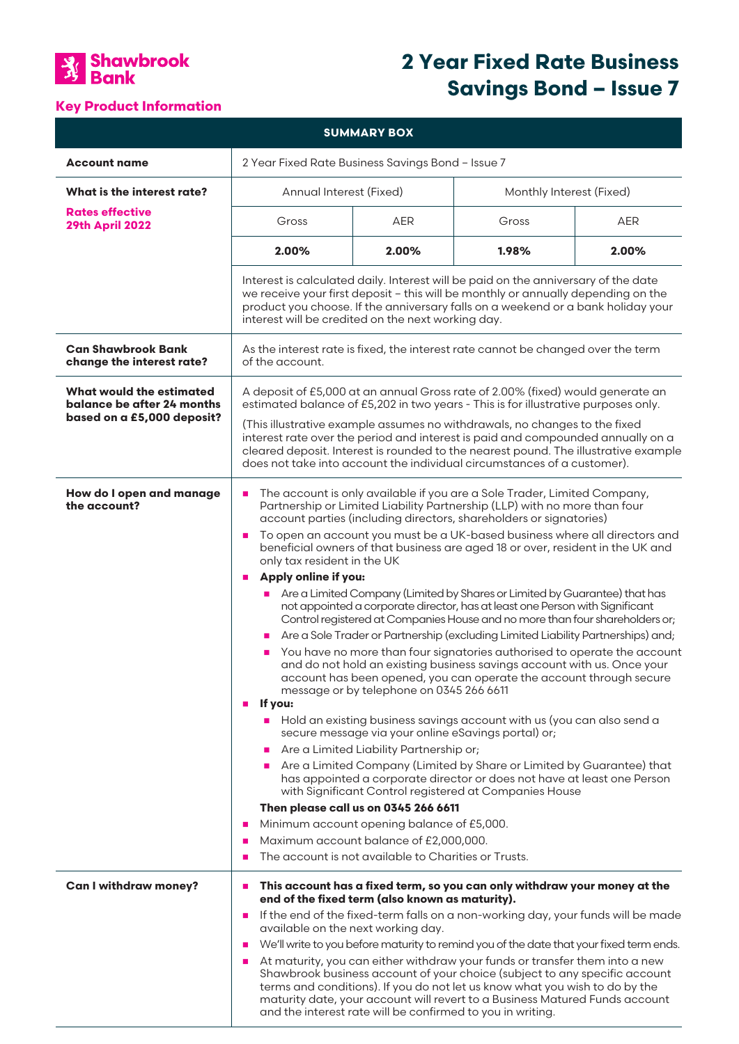Shawbrook Bank

# 2 Year Fixed Rate Business Savings Bond – Issue 7

**Key Product Information**

| SUMMARY BOX | | | | |
|---|---|---|---|---|
| **Account name** | 2 Year Fixed Rate Business Savings Bond – Issue 7 | | | |
| **What is the interest rate?** **Rates effective 29th April 2022** | Annual Interest (Fixed) | | Monthly Interest (Fixed) | |
| | Gross | AER | Gross | AER |
| | **2.00%** | **2.00%** | **1.98%** | **2.00%** |
| | Interest is calculated daily. Interest will be paid on the anniversary of the date we receive your first deposit – this will be monthly or annually depending on the product you choose. If the anniversary falls on a weekend or a bank holiday your interest will be credited on the next working day. | | | |
| **Can Shawbrook Bank change the interest rate?** | As the interest rate is fixed, the interest rate cannot be changed over the term of the account. | | | |
| **What would the estimated balance be after 24 months based on a £5,000 deposit?** | A deposit of £5,000 at an annual Gross rate of 2.00% (fixed) would generate an estimated balance of £5,202 in two years - This is for illustrative purposes only. (This illustrative example assumes no withdrawals, no changes to the fixed interest rate over the period and interest is paid and compounded annually on a cleared deposit. Interest is rounded to the nearest pound. The illustrative example does not take into account the individual circumstances of a customer). | | | |
| **How do I open and manage the account?** | • The account is only available if you are a Sole Trader, Limited Company, Partnership or Limited Liability Partnership (LLP) with no more than four account parties (including directors, shareholders or signatories)<br>• To open an account you must be a UK-based business where all directors and beneficial owners of that business are aged 18 or over, resident in the UK and only tax resident in the UK<br>• **Apply online if you:**<br>&nbsp;&nbsp;– Are a Limited Company (Limited by Shares or Limited by Guarantee) that has not appointed a corporate director, has at least one Person with Significant Control registered at Companies House and no more than four shareholders or;<br>&nbsp;&nbsp;– Are a Sole Trader or Partnership (excluding Limited Liability Partnerships) and;<br>&nbsp;&nbsp;– You have no more than four signatories authorised to operate the account and do not hold an existing business savings account with us. Once your account has been opened, you can operate the account through secure message or by telephone on 0345 266 6611<br>• **If you:**<br>&nbsp;&nbsp;– Hold an existing business savings account with us (you can also send a secure message via your online eSavings portal) or;<br>&nbsp;&nbsp;– Are a Limited Liability Partnership or;<br>&nbsp;&nbsp;– Are a Limited Company (Limited by Share or Limited by Guarantee) that has appointed a corporate director or does not have at least one Person with Significant Control registered at Companies House<br>**Then please call us on 0345 266 6611**<br>• Minimum account opening balance of £5,000.<br>• Maximum account balance of £2,000,000.<br>• The account is not available to Charities or Trusts. | | | |
| **Can I withdraw money?** | • **This account has a fixed term, so you can only withdraw your money at the end of the fixed term (also known as maturity).**<br>• If the end of the fixed-term falls on a non-working day, your funds will be made available on the next working day.<br>• We'll write to you before maturity to remind you of the date that your fixed term ends.<br>• At maturity, you can either withdraw your funds or transfer them into a new Shawbrook business account of your choice (subject to any specific account terms and conditions). If you do not let us know what you wish to do by the maturity date, your account will revert to a Business Matured Funds account and the interest rate will be confirmed to you in writing. | | | |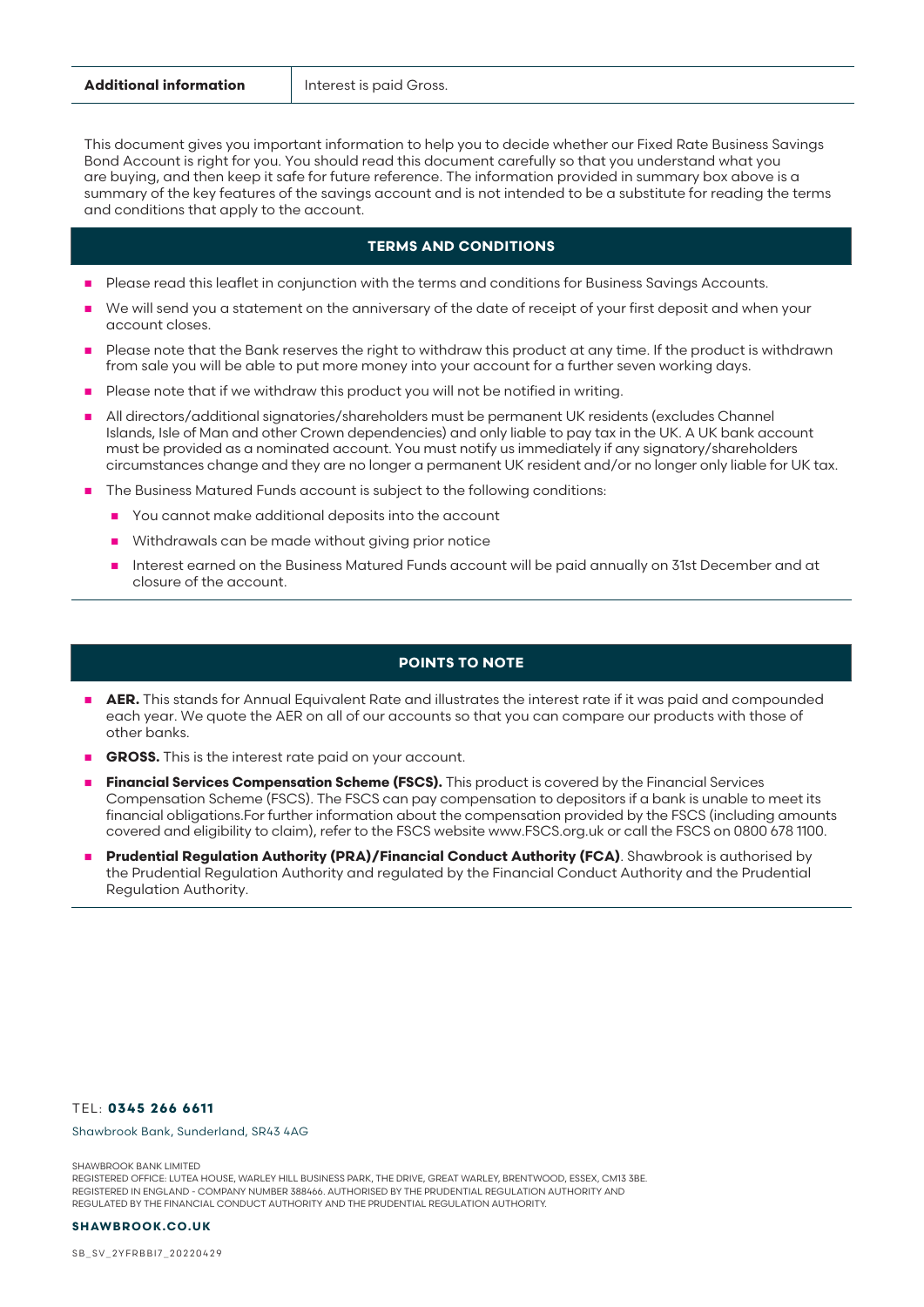| | |
|---|---|
| **Additional information** | Interest is paid Gross. |

This document gives you important information to help you to decide whether our Fixed Rate Business Savings Bond Account is right for you. You should read this document carefully so that you understand what you are buying, and then keep it safe for future reference. The information provided in summary box above is a summary of the key features of the savings account and is not intended to be a substitute for reading the terms and conditions that apply to the account.

## TERMS AND CONDITIONS

- Please read this leaflet in conjunction with the terms and conditions for Business Savings Accounts.
- We will send you a statement on the anniversary of the date of receipt of your first deposit and when your account closes.
- Please note that the Bank reserves the right to withdraw this product at any time. If the product is withdrawn from sale you will be able to put more money into your account for a further seven working days.
- Please note that if we withdraw this product you will not be notified in writing.
- All directors/additional signatories/shareholders must be permanent UK residents (excludes Channel Islands, Isle of Man and other Crown dependencies) and only liable to pay tax in the UK. A UK bank account must be provided as a nominated account. You must notify us immediately if any signatory/shareholders circumstances change and they are no longer a permanent UK resident and/or no longer only liable for UK tax.
- The Business Matured Funds account is subject to the following conditions:
  - You cannot make additional deposits into the account
  - Withdrawals can be made without giving prior notice
  - Interest earned on the Business Matured Funds account will be paid annually on 31st December and at closure of the account.

## POINTS TO NOTE

- **AER.** This stands for Annual Equivalent Rate and illustrates the interest rate if it was paid and compounded each year. We quote the AER on all of our accounts so that you can compare our products with those of other banks.
- **GROSS.** This is the interest rate paid on your account.
- **Financial Services Compensation Scheme (FSCS).** This product is covered by the Financial Services Compensation Scheme (FSCS). The FSCS can pay compensation to depositors if a bank is unable to meet its financial obligations.For further information about the compensation provided by the FSCS (including amounts covered and eligibility to claim), refer to the FSCS website www.FSCS.org.uk or call the FSCS on 0800 678 1100.
- **Prudential Regulation Authority (PRA)/Financial Conduct Authority (FCA)**. Shawbrook is authorised by the Prudential Regulation Authority and regulated by the Financial Conduct Authority and the Prudential Regulation Authority.

TEL: **0345 266 6611**

Shawbrook Bank, Sunderland, SR43 4AG

SHAWBROOK BANK LIMITED
REGISTERED OFFICE: LUTEA HOUSE, WARLEY HILL BUSINESS PARK, THE DRIVE, GREAT WARLEY, BRENTWOOD, ESSEX, CM13 3BE.
REGISTERED IN ENGLAND - COMPANY NUMBER 388466. AUTHORISED BY THE PRUDENTIAL REGULATION AUTHORITY AND REGULATED BY THE FINANCIAL CONDUCT AUTHORITY AND THE PRUDENTIAL REGULATION AUTHORITY.

**SHAWBROOK.CO.UK**

SB_SV_2YFRBBI7_20220429